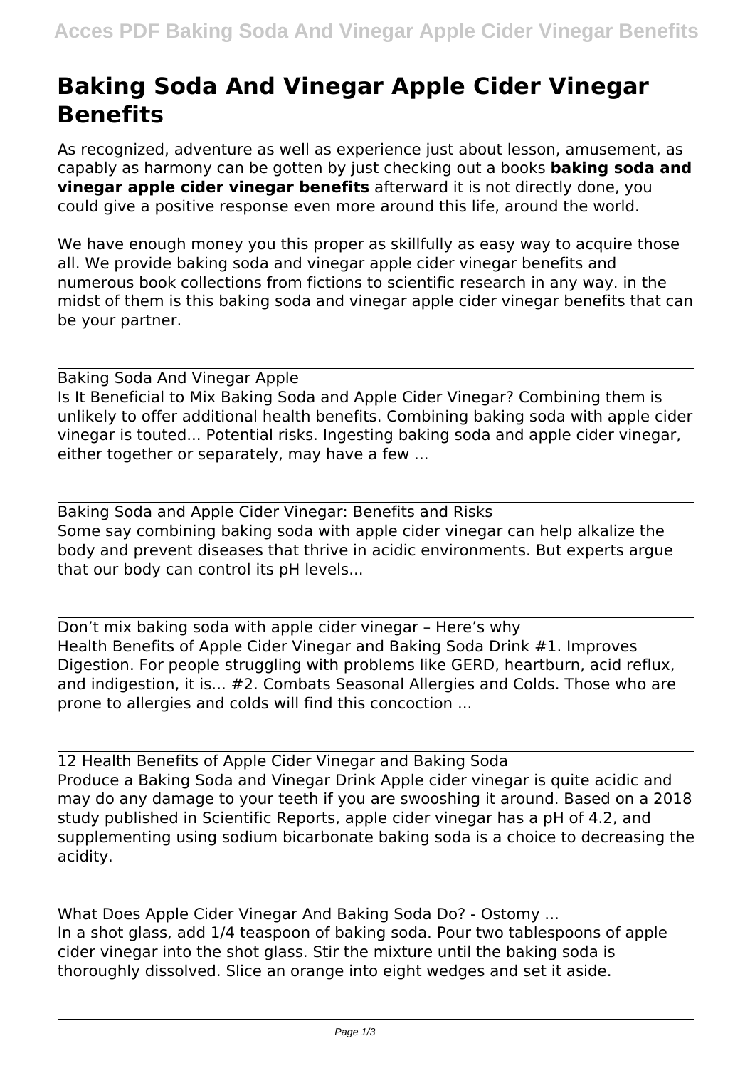# Baking Soda And Vinegar Apple Cider Vinegar Benefits

As recognized, adventure as well as experience just about lesson, amusement, as capably as harmony can be gotten by just checking out a books **baking soda and vinegar apple cider vinegar benefits** afterward it is not directly done, you could give a positive response even more around this life, around the world.

We have enough money you this proper as skillfully as easy way to acquire those all. We provide baking soda and vinegar apple cider vinegar benefits and numerous book collections from fictions to scientific research in any way. in the midst of them is this baking soda and vinegar apple cider vinegar benefits that can be your partner.

---

Baking Soda And Vinegar Apple

Is It Beneficial to Mix Baking Soda and Apple Cider Vinegar? Combining them is unlikely to offer additional health benefits. Combining baking soda with apple cider vinegar is touted... Potential risks. Ingesting baking soda and apple cider vinegar, either together or separately, may have a few ...

---

Baking Soda and Apple Cider Vinegar: Benefits and Risks

Some say combining baking soda with apple cider vinegar can help alkalize the body and prevent diseases that thrive in acidic environments. But experts argue that our body can control its pH levels...

---

Don't mix baking soda with apple cider vinegar – Here's why

Health Benefits of Apple Cider Vinegar and Baking Soda Drink #1. Improves Digestion. For people struggling with problems like GERD, heartburn, acid reflux, and indigestion, it is... #2. Combats Seasonal Allergies and Colds. Those who are prone to allergies and colds will find this concoction ...

---

12 Health Benefits of Apple Cider Vinegar and Baking Soda

Produce a Baking Soda and Vinegar Drink Apple cider vinegar is quite acidic and may do any damage to your teeth if you are swooshing it around. Based on a 2018 study published in Scientific Reports, apple cider vinegar has a pH of 4.2, and supplementing using sodium bicarbonate baking soda is a choice to decreasing the acidity.

---

What Does Apple Cider Vinegar And Baking Soda Do? - Ostomy ...

In a shot glass, add 1/4 teaspoon of baking soda. Pour two tablespoons of apple cider vinegar into the shot glass. Stir the mixture until the baking soda is thoroughly dissolved. Slice an orange into eight wedges and set it aside.

---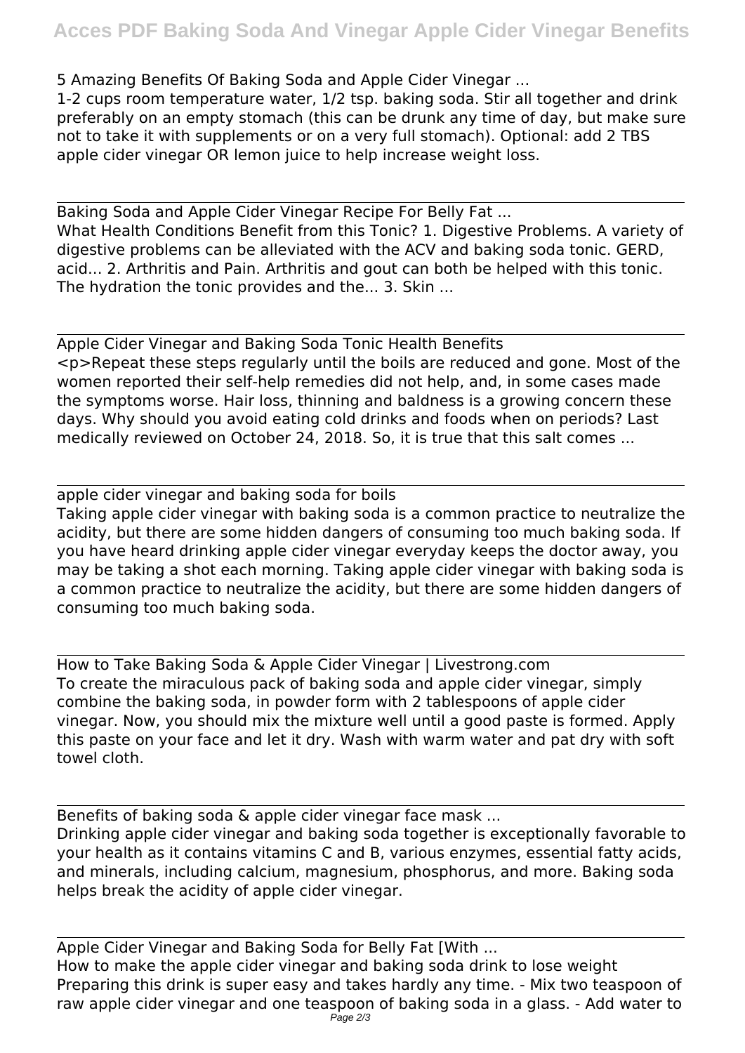5 Amazing Benefits Of Baking Soda and Apple Cider Vinegar ...
1-2 cups room temperature water, 1/2 tsp. baking soda. Stir all together and drink preferably on an empty stomach (this can be drunk any time of day, but make sure not to take it with supplements or on a very full stomach). Optional: add 2 TBS apple cider vinegar OR lemon juice to help increase weight loss.

---

Baking Soda and Apple Cider Vinegar Recipe For Belly Fat ...
What Health Conditions Benefit from this Tonic? 1. Digestive Problems. A variety of digestive problems can be alleviated with the ACV and baking soda tonic. GERD, acid... 2. Arthritis and Pain. Arthritis and gout can both be helped with this tonic. The hydration the tonic provides and the... 3. Skin ...

---

Apple Cider Vinegar and Baking Soda Tonic Health Benefits
<p>Repeat these steps regularly until the boils are reduced and gone. Most of the women reported their self-help remedies did not help, and, in some cases made the symptoms worse. Hair loss, thinning and baldness is a growing concern these days. Why should you avoid eating cold drinks and foods when on periods? Last medically reviewed on October 24, 2018. So, it is true that this salt comes ...

---

apple cider vinegar and baking soda for boils
Taking apple cider vinegar with baking soda is a common practice to neutralize the acidity, but there are some hidden dangers of consuming too much baking soda. If you have heard drinking apple cider vinegar everyday keeps the doctor away, you may be taking a shot each morning. Taking apple cider vinegar with baking soda is a common practice to neutralize the acidity, but there are some hidden dangers of consuming too much baking soda.

---

How to Take Baking Soda & Apple Cider Vinegar | Livestrong.com
To create the miraculous pack of baking soda and apple cider vinegar, simply combine the baking soda, in powder form with 2 tablespoons of apple cider vinegar. Now, you should mix the mixture well until a good paste is formed. Apply this paste on your face and let it dry. Wash with warm water and pat dry with soft towel cloth.

---

Benefits of baking soda & apple cider vinegar face mask ...
Drinking apple cider vinegar and baking soda together is exceptionally favorable to your health as it contains vitamins C and B, various enzymes, essential fatty acids, and minerals, including calcium, magnesium, phosphorus, and more. Baking soda helps break the acidity of apple cider vinegar.

---

Apple Cider Vinegar and Baking Soda for Belly Fat [With ...
How to make the apple cider vinegar and baking soda drink to lose weight Preparing this drink is super easy and takes hardly any time. - Mix two teaspoon of raw apple cider vinegar and one teaspoon of baking soda in a glass. - Add water to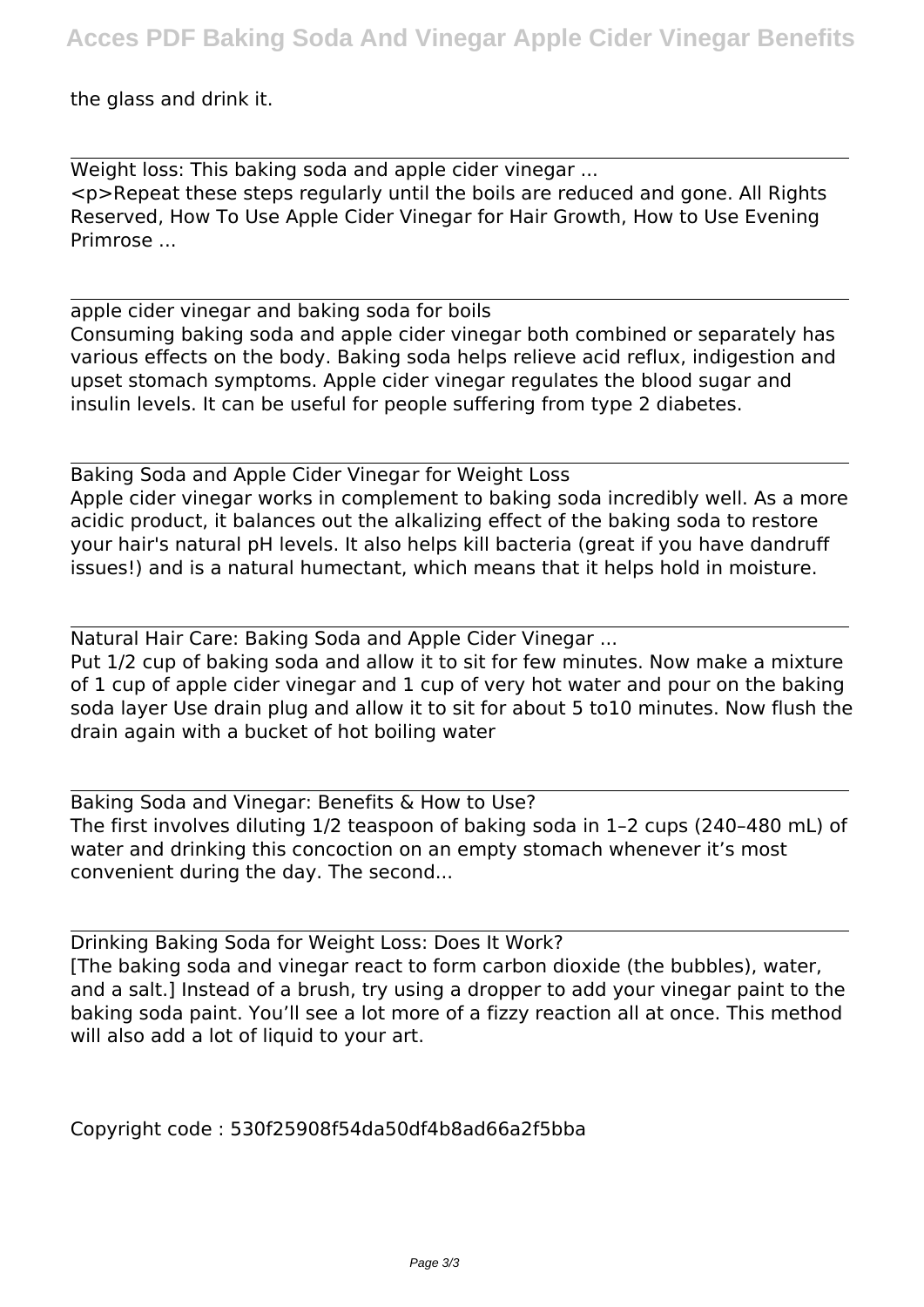the glass and drink it.

---

Weight loss: This baking soda and apple cider vinegar ...
<p>Repeat these steps regularly until the boils are reduced and gone. All Rights Reserved, How To Use Apple Cider Vinegar for Hair Growth, How to Use Evening Primrose ...

---

apple cider vinegar and baking soda for boils
Consuming baking soda and apple cider vinegar both combined or separately has various effects on the body. Baking soda helps relieve acid reflux, indigestion and upset stomach symptoms. Apple cider vinegar regulates the blood sugar and insulin levels. It can be useful for people suffering from type 2 diabetes.

---

Baking Soda and Apple Cider Vinegar for Weight Loss
Apple cider vinegar works in complement to baking soda incredibly well. As a more acidic product, it balances out the alkalizing effect of the baking soda to restore your hair's natural pH levels. It also helps kill bacteria (great if you have dandruff issues!) and is a natural humectant, which means that it helps hold in moisture.

---

Natural Hair Care: Baking Soda and Apple Cider Vinegar ...
Put 1/2 cup of baking soda and allow it to sit for few minutes. Now make a mixture of 1 cup of apple cider vinegar and 1 cup of very hot water and pour on the baking soda layer Use drain plug and allow it to sit for about 5 to10 minutes. Now flush the drain again with a bucket of hot boiling water

---

Baking Soda and Vinegar: Benefits & How to Use?
The first involves diluting 1/2 teaspoon of baking soda in 1–2 cups (240–480 mL) of water and drinking this concoction on an empty stomach whenever it's most convenient during the day. The second...

---

Drinking Baking Soda for Weight Loss: Does It Work?
[The baking soda and vinegar react to form carbon dioxide (the bubbles), water, and a salt.] Instead of a brush, try using a dropper to add your vinegar paint to the baking soda paint. You'll see a lot more of a fizzy reaction all at once. This method will also add a lot of liquid to your art.

Copyright code : 530f25908f54da50df4b8ad66a2f5bba